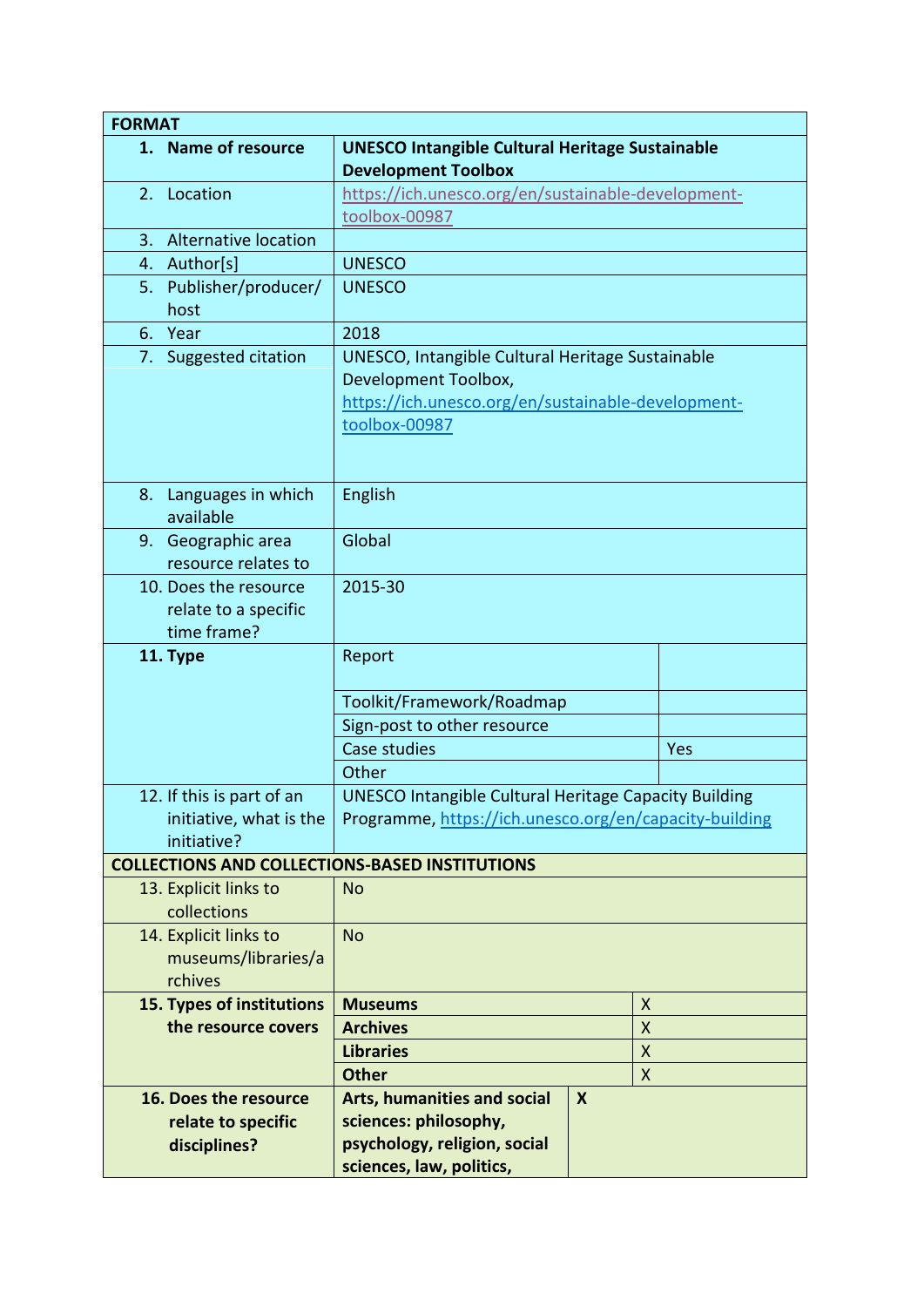| FORMAT | | |
|---|---|---|
| 1. **Name of resource** | **UNESCO Intangible Cultural Heritage Sustainable Development Toolbox** | |
| 2. Location | https://ich.unesco.org/en/sustainable-development-toolbox-00987 | |
| 3. Alternative location | | |
| 4. Author[s] | UNESCO | |
| 5. Publisher/producer/host | UNESCO | |
| 6. Year | 2018 | |
| 7. Suggested citation | UNESCO, Intangible Cultural Heritage Sustainable Development Toolbox, https://ich.unesco.org/en/sustainable-development-toolbox-00987 | |
| 8. Languages in which available | English | |
| 9. Geographic area resource relates to | Global | |
| 10. Does the resource relate to a specific time frame? | 2015-30 | |
| **11. Type** | Report | |
| | Toolkit/Framework/Roadmap | |
| | Sign-post to other resource | |
| | Case studies | Yes |
| | Other | |
| 12. If this is part of an initiative, what is the initiative? | UNESCO Intangible Cultural Heritage Capacity Building Programme, https://ich.unesco.org/en/capacity-building | |
| **COLLECTIONS AND COLLECTIONS-BASED INSTITUTIONS** | | |
| 13. Explicit links to collections | No | |
| 14. Explicit links to museums/libraries/archives | No | |
| **15. Types of institutions the resource covers** | **Museums** | X |
| | **Archives** | X |
| | **Libraries** | X |
| | **Other** | X |
| **16. Does the resource relate to specific disciplines?** | **Arts, humanities and social sciences: philosophy, psychology, religion, social sciences, law, politics,** | **X** |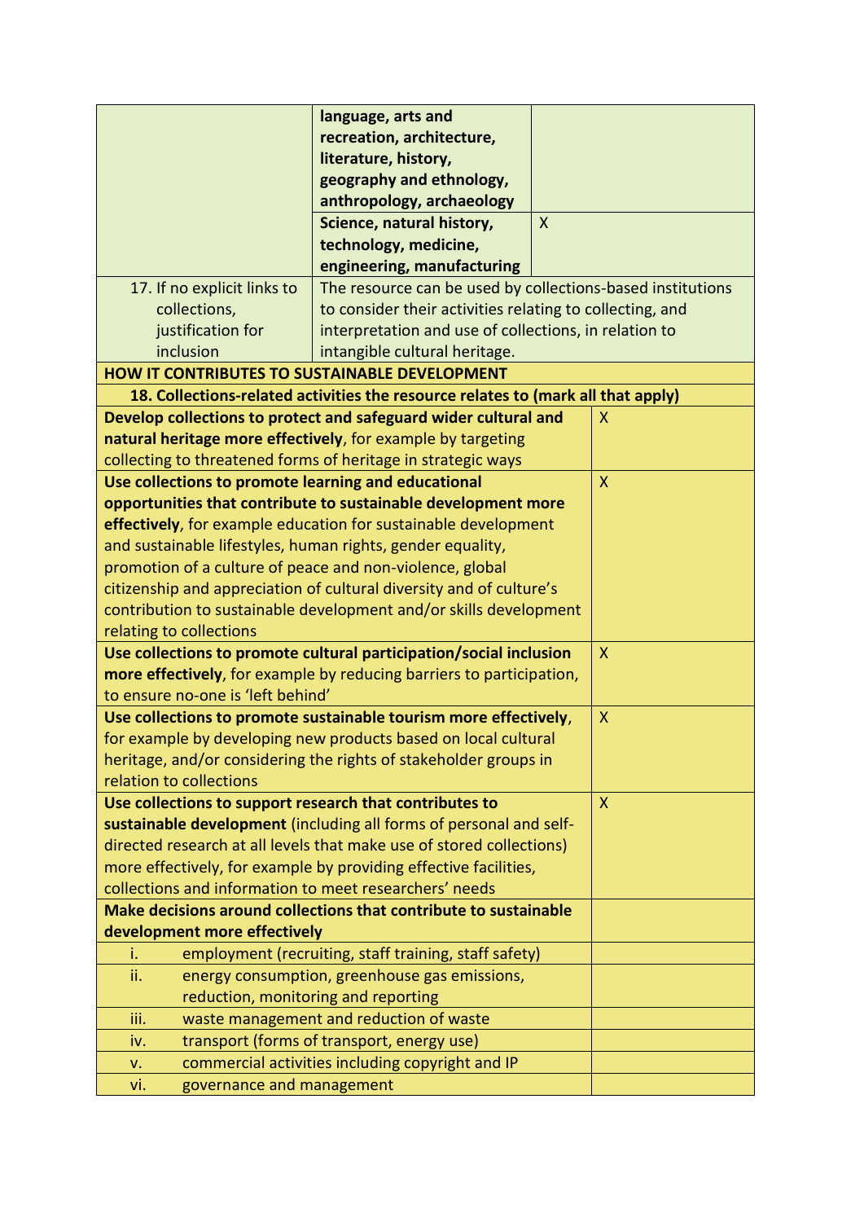| | | |
|---|---|---|
| | **language, arts and recreation, architecture, literature, history, geography and ethnology, anthropology, archaeology** | |
| | **Science, natural history, technology, medicine, engineering, manufacturing** | X |
| 17. If no explicit links to collections, justification for inclusion | The resource can be used by collections-based institutions to consider their activities relating to collecting, and interpretation and use of collections, in relation to intangible cultural heritage. | |

| **HOW IT CONTRIBUTES TO SUSTAINABLE DEVELOPMENT** | |
|---|---|
| **18. Collections-related activities the resource relates to (mark all that apply)** | |
| **Develop collections to protect and safeguard wider cultural and natural heritage more effectively**, for example by targeting collecting to threatened forms of heritage in strategic ways | X |
| **Use collections to promote learning and educational opportunities that contribute to sustainable development more effectively**, for example education for sustainable development and sustainable lifestyles, human rights, gender equality, promotion of a culture of peace and non-violence, global citizenship and appreciation of cultural diversity and of culture's contribution to sustainable development and/or skills development relating to collections | X |
| **Use collections to promote cultural participation/social inclusion more effectively**, for example by reducing barriers to participation, to ensure no-one is 'left behind' | X |
| **Use collections to promote sustainable tourism more effectively**, for example by developing new products based on local cultural heritage, and/or considering the rights of stakeholder groups in relation to collections | X |
| **Use collections to support research that contributes to sustainable development** (including all forms of personal and self-directed research at all levels that make use of stored collections) more effectively, for example by providing effective facilities, collections and information to meet researchers' needs | X |
| **Make decisions around collections that contribute to sustainable development more effectively** | |
| i. employment (recruiting, staff training, staff safety) | |
| ii. energy consumption, greenhouse gas emissions, reduction, monitoring and reporting | |
| iii. waste management and reduction of waste | |
| iv. transport (forms of transport, energy use) | |
| v. commercial activities including copyright and IP | |
| vi. governance and management | |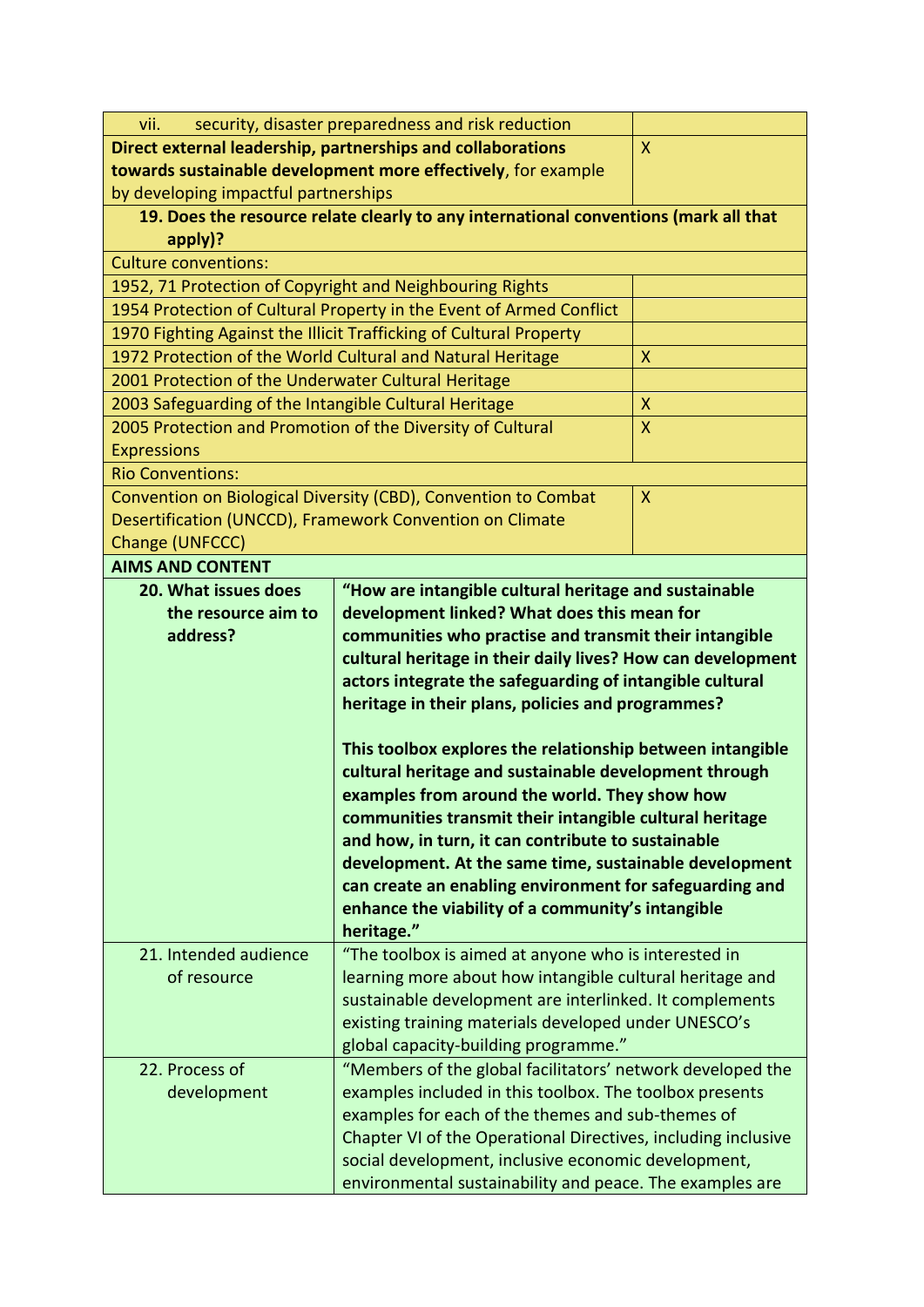| | |
|---|---|
| vii. security, disaster preparedness and risk reduction | |
| **Direct external leadership, partnerships and collaborations towards sustainable development more effectively**, for example by developing impactful partnerships | X |
| **19. Does the resource relate clearly to any international conventions (mark all that apply)?** | |
| Culture conventions: | |
| 1952, 71 Protection of Copyright and Neighbouring Rights | |
| 1954 Protection of Cultural Property in the Event of Armed Conflict | |
| 1970 Fighting Against the Illicit Trafficking of Cultural Property | |
| 1972 Protection of the World Cultural and Natural Heritage | X |
| 2001 Protection of the Underwater Cultural Heritage | |
| 2003 Safeguarding of the Intangible Cultural Heritage | X |
| 2005 Protection and Promotion of the Diversity of Cultural Expressions | X |
| Rio Conventions: | |
| Convention on Biological Diversity (CBD), Convention to Combat Desertification (UNCCD), Framework Convention on Climate Change (UNFCCC) | X |

| **AIMS AND CONTENT** | |
|---|---|
| **20. What issues does the resource aim to address?** | **"How are intangible cultural heritage and sustainable development linked? What does this mean for communities who practise and transmit their intangible cultural heritage in their daily lives? How can development actors integrate the safeguarding of intangible cultural heritage in their plans, policies and programmes?**<br><br>**This toolbox explores the relationship between intangible cultural heritage and sustainable development through examples from around the world. They show how communities transmit their intangible cultural heritage and how, in turn, it can contribute to sustainable development. At the same time, sustainable development can create an enabling environment for safeguarding and enhance the viability of a community's intangible heritage."** |
| 21. Intended audience of resource | "The toolbox is aimed at anyone who is interested in learning more about how intangible cultural heritage and sustainable development are interlinked. It complements existing training materials developed under UNESCO's global capacity-building programme." |
| 22. Process of development | "Members of the global facilitators' network developed the examples included in this toolbox. The toolbox presents examples for each of the themes and sub-themes of Chapter VI of the Operational Directives, including inclusive social development, inclusive economic development, environmental sustainability and peace. The examples are |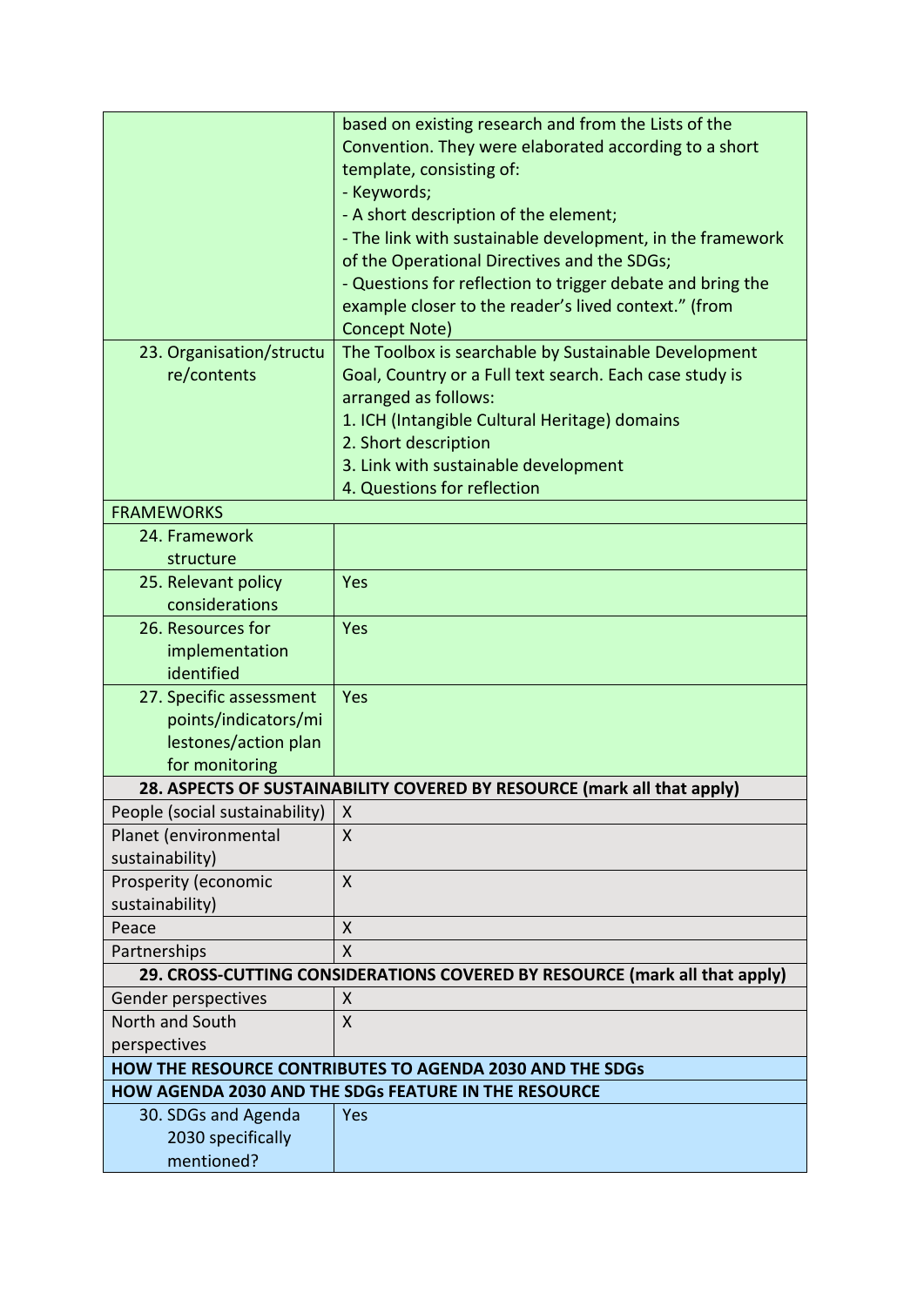| | |
|---|---|
| | based on existing research and from the Lists of the Convention. They were elaborated according to a short template, consisting of:<br>- Keywords;<br>- A short description of the element;<br>- The link with sustainable development, in the framework of the Operational Directives and the SDGs;<br>- Questions for reflection to trigger debate and bring the example closer to the reader's lived context." (from Concept Note) |
| 23. Organisation/structure/contents | The Toolbox is searchable by Sustainable Development Goal, Country or a Full text search. Each case study is arranged as follows:<br>1. ICH (Intangible Cultural Heritage) domains<br>2. Short description<br>3. Link with sustainable development<br>4. Questions for reflection |
| FRAMEWORKS | |
| 24. Framework structure | |
| 25. Relevant policy considerations | Yes |
| 26. Resources for implementation identified | Yes |
| 27. Specific assessment points/indicators/milestones/action plan for monitoring | Yes |
| **28. ASPECTS OF SUSTAINABILITY COVERED BY RESOURCE (mark all that apply)** | |
| People (social sustainability) | X |
| Planet (environmental sustainability) | X |
| Prosperity (economic sustainability) | X |
| Peace | X |
| Partnerships | X |
| **29. CROSS-CUTTING CONSIDERATIONS COVERED BY RESOURCE (mark all that apply)** | |
| Gender perspectives | X |
| North and South perspectives | X |
| **HOW THE RESOURCE CONTRIBUTES TO AGENDA 2030 AND THE SDGs** | |
| **HOW AGENDA 2030 AND THE SDGs FEATURE IN THE RESOURCE** | |
| 30. SDGs and Agenda 2030 specifically mentioned? | Yes |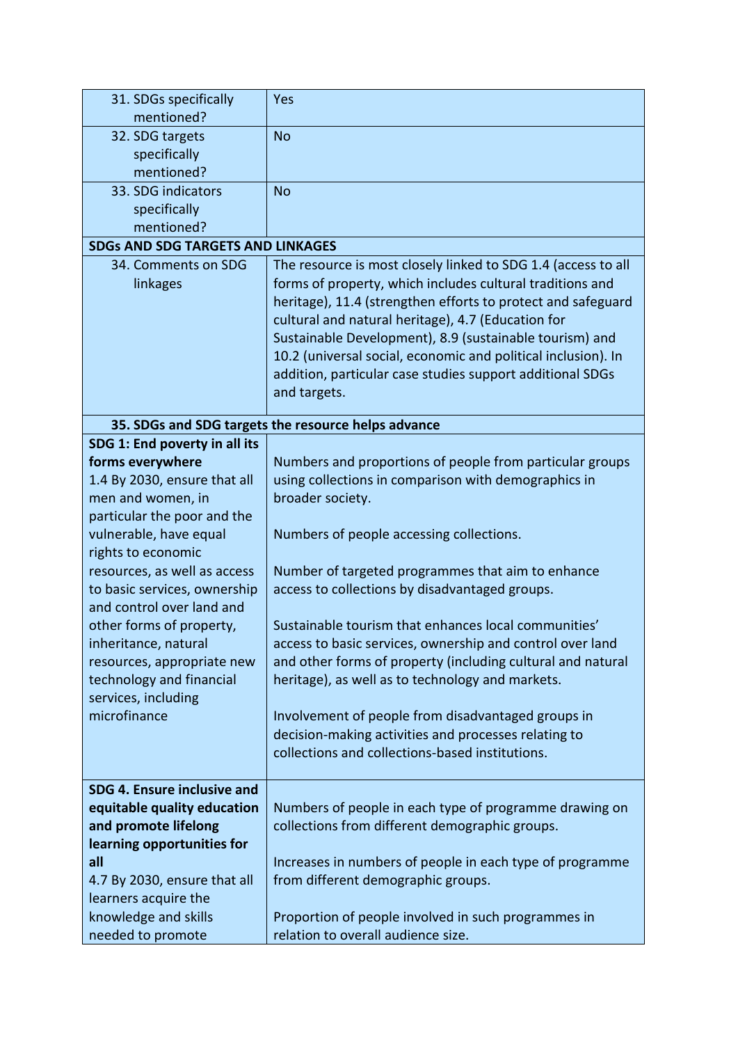| | |
|---|---|
| 31. SDGs specifically mentioned? | Yes |
| 32. SDG targets specifically mentioned? | No |
| 33. SDG indicators specifically mentioned? | No |
| **SDGs AND SDG TARGETS AND LINKAGES** | |
| 34. Comments on SDG linkages | The resource is most closely linked to SDG 1.4 (access to all forms of property, which includes cultural traditions and heritage), 11.4 (strengthen efforts to protect and safeguard cultural and natural heritage), 4.7 (Education for Sustainable Development), 8.9 (sustainable tourism) and 10.2 (universal social, economic and political inclusion). In addition, particular case studies support additional SDGs and targets. |
| **35. SDGs and SDG targets the resource helps advance** | |
| **SDG 1: End poverty in all its forms everywhere**<br>1.4 By 2030, ensure that all men and women, in particular the poor and the vulnerable, have equal rights to economic resources, as well as access to basic services, ownership and control over land and other forms of property, inheritance, natural resources, appropriate new technology and financial services, including microfinance | Numbers and proportions of people from particular groups using collections in comparison with demographics in broader society.<br><br>Numbers of people accessing collections.<br><br>Number of targeted programmes that aim to enhance access to collections by disadvantaged groups.<br><br>Sustainable tourism that enhances local communities' access to basic services, ownership and control over land and other forms of property (including cultural and natural heritage), as well as to technology and markets.<br><br>Involvement of people from disadvantaged groups in decision-making activities and processes relating to collections and collections-based institutions. |
| **SDG 4. Ensure inclusive and equitable quality education and promote lifelong learning opportunities for all**<br>4.7 By 2030, ensure that all learners acquire the knowledge and skills needed to promote | Numbers of people in each type of programme drawing on collections from different demographic groups.<br><br>Increases in numbers of people in each type of programme from different demographic groups.<br><br>Proportion of people involved in such programmes in relation to overall audience size. |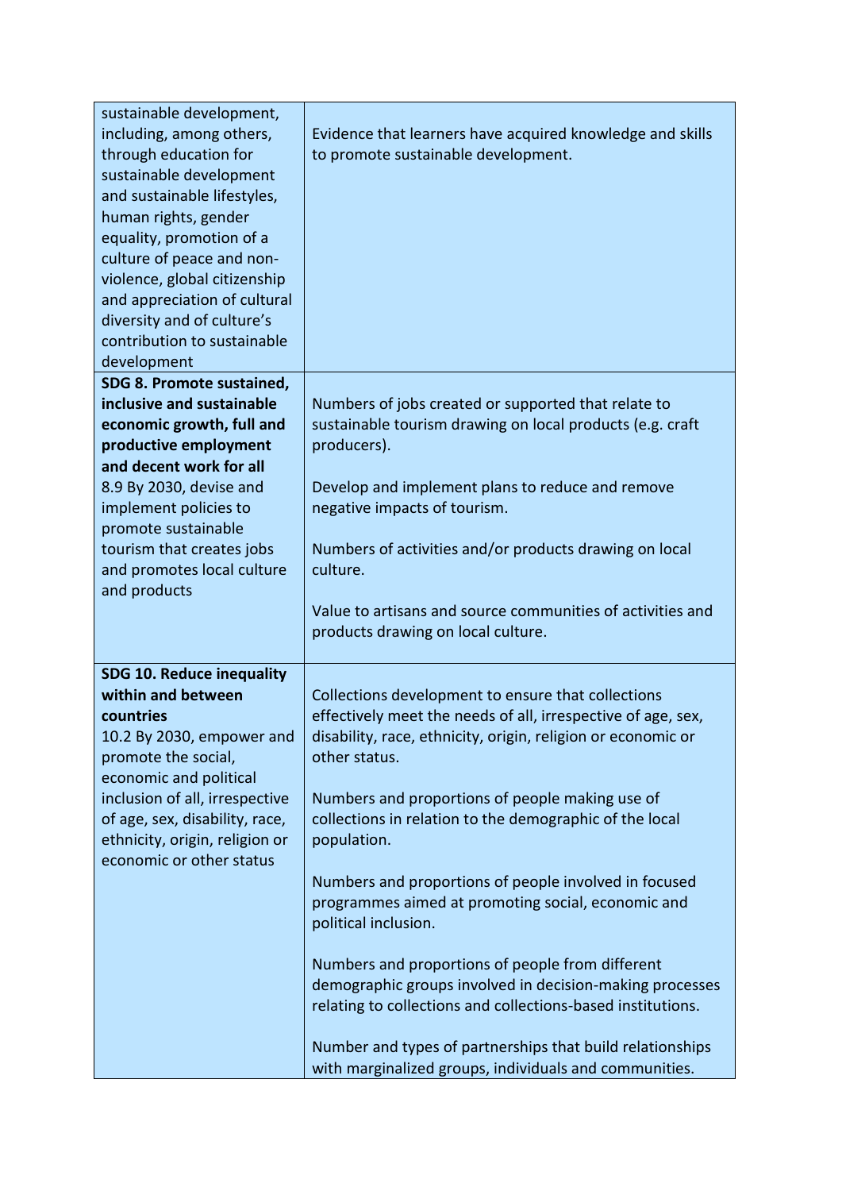| | |
|---|---|
| sustainable development, including, among others, through education for sustainable development and sustainable lifestyles, human rights, gender equality, promotion of a culture of peace and non-violence, global citizenship and appreciation of cultural diversity and of culture's contribution to sustainable development | Evidence that learners have acquired knowledge and skills to promote sustainable development. |
| **SDG 8. Promote sustained, inclusive and sustainable economic growth, full and productive employment and decent work for all**<br>8.9 By 2030, devise and implement policies to promote sustainable tourism that creates jobs and promotes local culture and products | Numbers of jobs created or supported that relate to sustainable tourism drawing on local products (e.g. craft producers).<br><br>Develop and implement plans to reduce and remove negative impacts of tourism.<br><br>Numbers of activities and/or products drawing on local culture.<br><br>Value to artisans and source communities of activities and products drawing on local culture. |
| **SDG 10. Reduce inequality within and between countries**<br>10.2 By 2030, empower and promote the social, economic and political inclusion of all, irrespective of age, sex, disability, race, ethnicity, origin, religion or economic or other status | Collections development to ensure that collections effectively meet the needs of all, irrespective of age, sex, disability, race, ethnicity, origin, religion or economic or other status.<br><br>Numbers and proportions of people making use of collections in relation to the demographic of the local population.<br><br>Numbers and proportions of people involved in focused programmes aimed at promoting social, economic and political inclusion.<br><br>Numbers and proportions of people from different demographic groups involved in decision-making processes relating to collections and collections-based institutions.<br><br>Number and types of partnerships that build relationships with marginalized groups, individuals and communities. |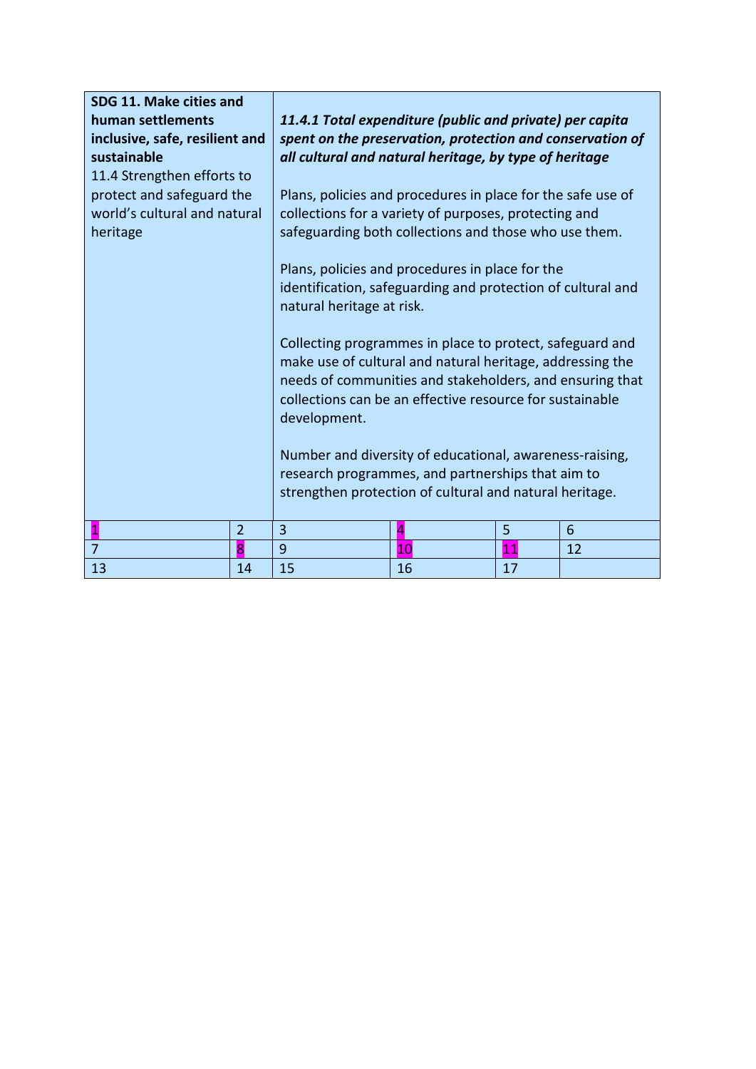| | |
|---|---|
| **SDG 11. Make cities and human settlements inclusive, safe, resilient and sustainable**<br>11.4 Strengthen efforts to protect and safeguard the world's cultural and natural heritage | ***11.4.1 Total expenditure (public and private) per capita spent on the preservation, protection and conservation of all cultural and natural heritage, by type of heritage***<br><br>Plans, policies and procedures in place for the safe use of collections for a variety of purposes, protecting and safeguarding both collections and those who use them.<br><br>Plans, policies and procedures in place for the identification, safeguarding and protection of cultural and natural heritage at risk.<br><br>Collecting programmes in place to protect, safeguard and make use of cultural and natural heritage, addressing the needs of communities and stakeholders, and ensuring that collections can be an effective resource for sustainable development.<br><br>Number and diversity of educational, awareness-raising, research programmes, and partnerships that aim to strengthen protection of cultural and natural heritage. |

| | | | | | |
|---|---|---|---|---|---|
| 1 | 2 | 3 | 4 | 5 | 6 |
| 7 | 8 | 9 | 10 | 11 | 12 |
| 13 | 14 | 15 | 16 | 17 | |